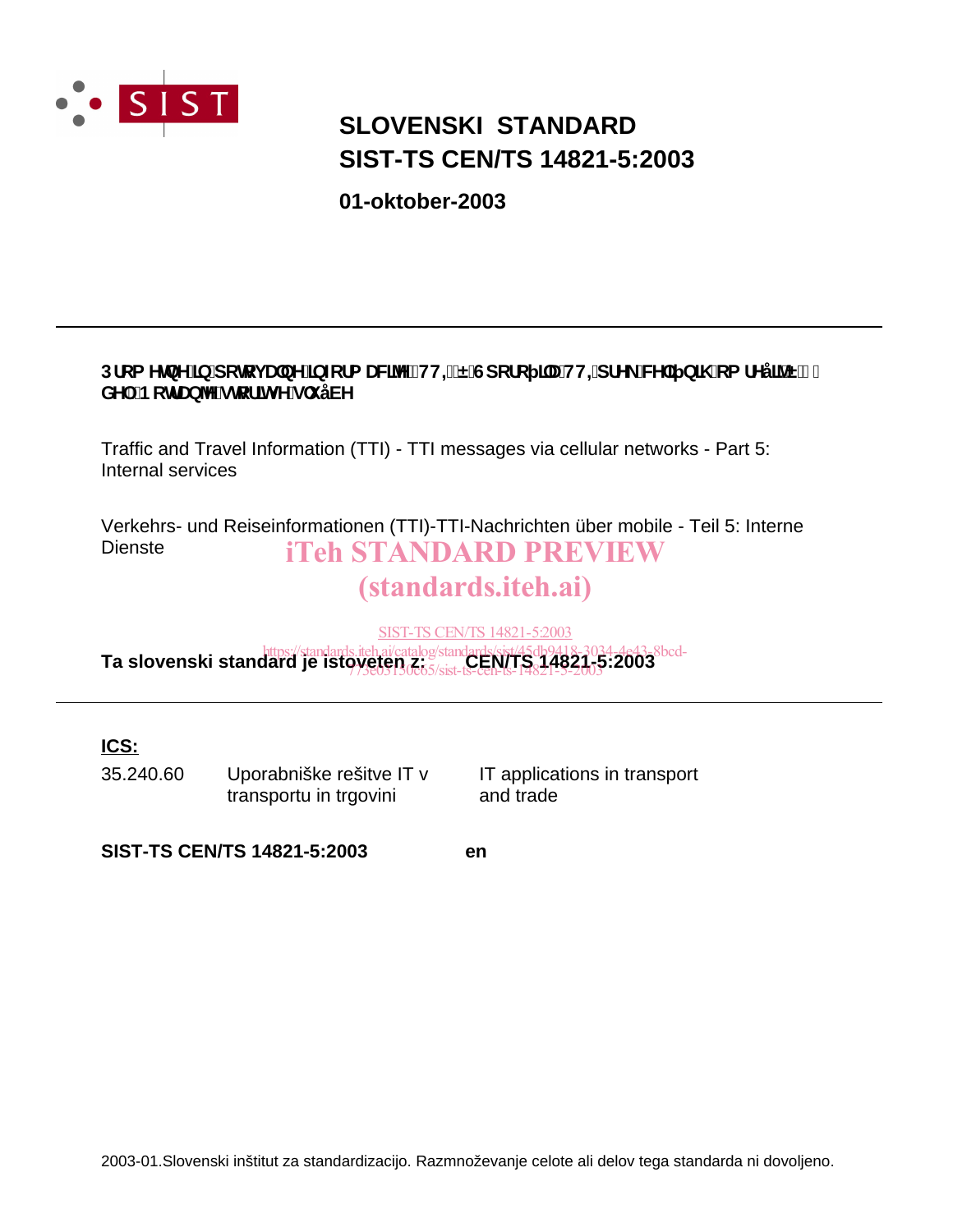# SLOVENSKI STANDARD
# SIST-TS CEN/TS 14821-5:2003

**01-oktober-2003**

---

**3URPHWQH LQ SRWRYDOQH LQIRUPDFLMH 77, ± 6SRURþLOD 77, SUHN FHOLþQLK RPUHåLM ± GHO 1RWUDQMH VWRULWYH VOXåEH**

Traffic and Travel Information (TTI) - TTI messages via cellular networks - Part 5: Internal services

Verkehrs- und Reiseinformationen (TTI)-TTI-Nachrichten über mobile - Teil 5: Interne Dienste

**Ta slovenski standard je istoveten z: CEN/TS 14821-5:2003**

---

**ICS:**

| | | |
|---|---|---|
| 35.240.60 | Uporabniške rešitve IT v transportu in trgovini | IT applications in transport and trade |

**SIST-TS CEN/TS 14821-5:2003** **en**

2003-01.Slovenski inštitut za standardizacijo. Razmnoževanje celote ali delov tega standarda ni dovoljeno.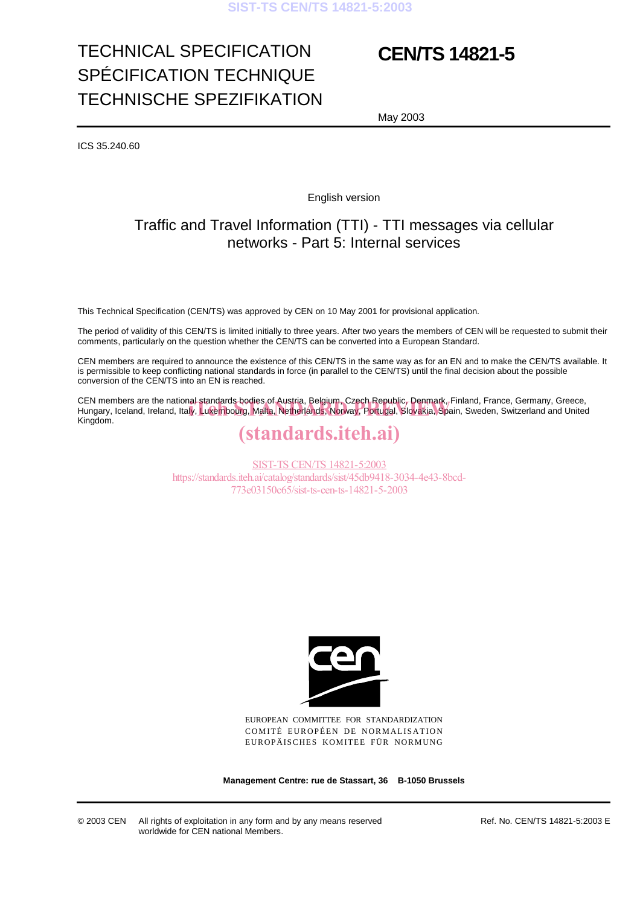# TECHNICAL SPECIFICATION
# SPÉCIFICATION TECHNIQUE
# TECHNISCHE SPEZIFIKATION

# CEN/TS 14821-5

May 2003

ICS 35.240.60

English version

## Traffic and Travel Information (TTI) - TTI messages via cellular networks - Part 5: Internal services

This Technical Specification (CEN/TS) was approved by CEN on 10 May 2001 for provisional application.

The period of validity of this CEN/TS is limited initially to three years. After two years the members of CEN will be requested to submit their comments, particularly on the question whether the CEN/TS can be converted into a European Standard.

CEN members are required to announce the existence of this CEN/TS in the same way as for an EN and to make the CEN/TS available. It is permissible to keep conflicting national standards in force (in parallel to the CEN/TS) until the final decision about the possible conversion of the CEN/TS into an EN is reached.

CEN members are the national standards bodies of Austria, Belgium, Czech Republic, Denmark, Finland, France, Germany, Greece, Hungary, Iceland, Ireland, Italy, Luxembourg, Malta, Netherlands, Norway, Portugal, Slovakia, Spain, Sweden, Switzerland and United Kingdom.

EUROPEAN COMMITTEE FOR STANDARDIZATION
COMITÉ EUROPÉEN DE NORMALISATION
EUROPÄISCHES KOMITEE FÜR NORMUNG

**Management Centre: rue de Stassart, 36 B-1050 Brussels**

© 2003 CEN All rights of exploitation in any form and by any means reserved worldwide for CEN national Members.

Ref. No. CEN/TS 14821-5:2003 E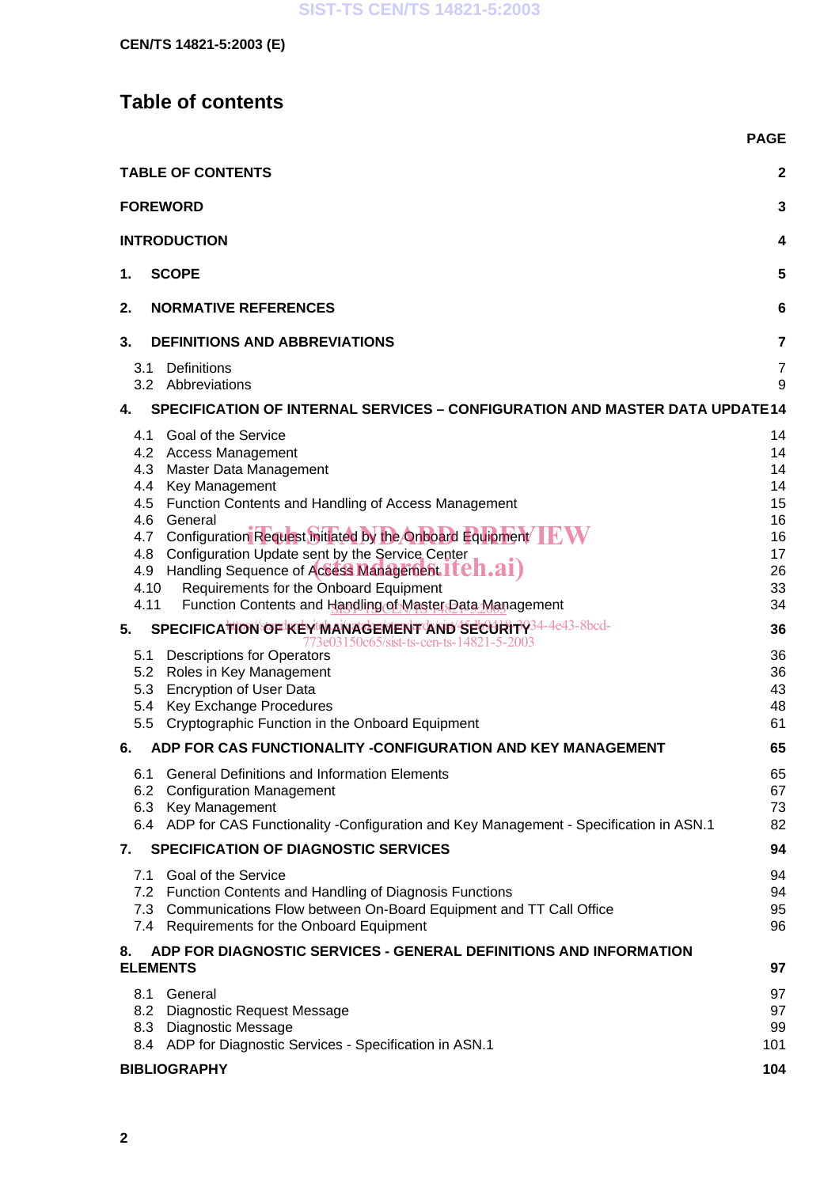# Table of contents

| | PAGE |
|---|---|
| **TABLE OF CONTENTS** | **2** |
| **FOREWORD** | **3** |
| **INTRODUCTION** | **4** |
| **1. SCOPE** | **5** |
| **2. NORMATIVE REFERENCES** | **6** |
| **3. DEFINITIONS AND ABBREVIATIONS** | **7** |
| 3.1 Definitions | 7 |
| 3.2 Abbreviations | 9 |
| **4. SPECIFICATION OF INTERNAL SERVICES – CONFIGURATION AND MASTER DATA UPDATE** | **14** |
| 4.1 Goal of the Service | 14 |
| 4.2 Access Management | 14 |
| 4.3 Master Data Management | 14 |
| 4.4 Key Management | 14 |
| 4.5 Function Contents and Handling of Access Management | 15 |
| 4.6 General | 16 |
| 4.7 Configuration Request Initiated by the Onboard Equipment | 16 |
| 4.8 Configuration Update sent by the Service Center | 17 |
| 4.9 Handling Sequence of Access Management | 26 |
| 4.10 Requirements for the Onboard Equipment | 33 |
| 4.11 Function Contents and Handling of Master Data Management | 34 |
| **5. SPECIFICATION OF KEY MANAGEMENT AND SECURITY** | **36** |
| 5.1 Descriptions for Operators | 36 |
| 5.2 Roles in Key Management | 36 |
| 5.3 Encryption of User Data | 43 |
| 5.4 Key Exchange Procedures | 48 |
| 5.5 Cryptographic Function in the Onboard Equipment | 61 |
| **6. ADP FOR CAS FUNCTIONALITY -CONFIGURATION AND KEY MANAGEMENT** | **65** |
| 6.1 General Definitions and Information Elements | 65 |
| 6.2 Configuration Management | 67 |
| 6.3 Key Management | 73 |
| 6.4 ADP for CAS Functionality -Configuration and Key Management - Specification in ASN.1 | 82 |
| **7. SPECIFICATION OF DIAGNOSTIC SERVICES** | **94** |
| 7.1 Goal of the Service | 94 |
| 7.2 Function Contents and Handling of Diagnosis Functions | 94 |
| 7.3 Communications Flow between On-Board Equipment and TT Call Office | 95 |
| 7.4 Requirements for the Onboard Equipment | 96 |
| **8. ADP FOR DIAGNOSTIC SERVICES - GENERAL DEFINITIONS AND INFORMATION ELEMENTS** | **97** |
| 8.1 General | 97 |
| 8.2 Diagnostic Request Message | 97 |
| 8.3 Diagnostic Message | 99 |
| 8.4 ADP for Diagnostic Services - Specification in ASN.1 | 101 |
| **BIBLIOGRAPHY** | **104** |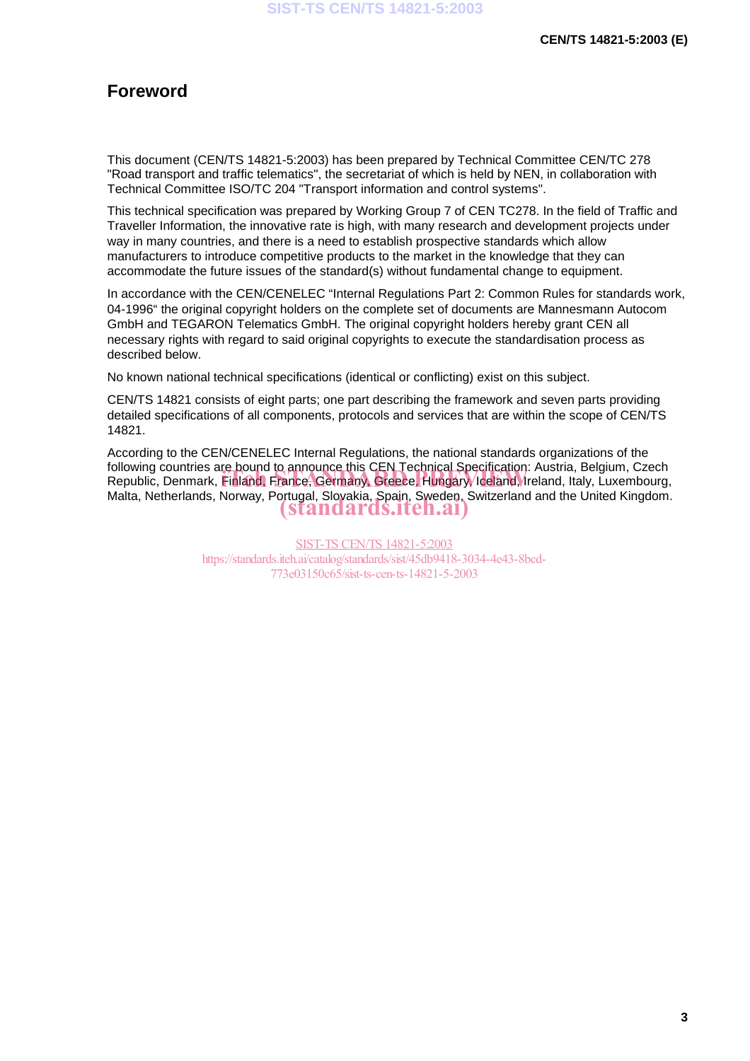# Foreword

This document (CEN/TS 14821-5:2003) has been prepared by Technical Committee CEN/TC 278 "Road transport and traffic telematics", the secretariat of which is held by NEN, in collaboration with Technical Committee ISO/TC 204 "Transport information and control systems".

This technical specification was prepared by Working Group 7 of CEN TC278. In the field of Traffic and Traveller Information, the innovative rate is high, with many research and development projects under way in many countries, and there is a need to establish prospective standards which allow manufacturers to introduce competitive products to the market in the knowledge that they can accommodate the future issues of the standard(s) without fundamental change to equipment.

In accordance with the CEN/CENELEC "Internal Regulations Part 2: Common Rules for standards work, 04-1996" the original copyright holders on the complete set of documents are Mannesmann Autocom GmbH and TEGARON Telematics GmbH. The original copyright holders hereby grant CEN all necessary rights with regard to said original copyrights to execute the standardisation process as described below.

No known national technical specifications (identical or conflicting) exist on this subject.

CEN/TS 14821 consists of eight parts; one part describing the framework and seven parts providing detailed specifications of all components, protocols and services that are within the scope of CEN/TS 14821.

According to the CEN/CENELEC Internal Regulations, the national standards organizations of the following countries are bound to announce this CEN Technical Specification: Austria, Belgium, Czech Republic, Denmark, Finland, France, Germany, Greece, Hungary, Iceland, Ireland, Italy, Luxembourg, Malta, Netherlands, Norway, Portugal, Slovakia, Spain, Sweden, Switzerland and the United Kingdom.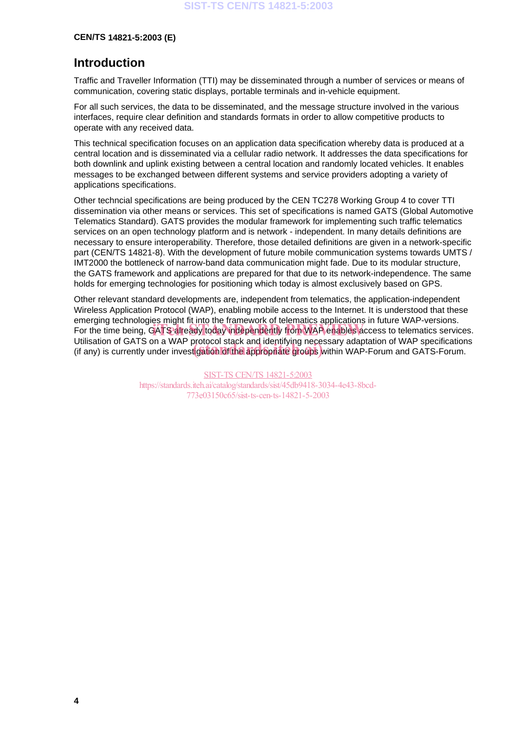## Introduction

Traffic and Traveller Information (TTI) may be disseminated through a number of services or means of communication, covering static displays, portable terminals and in-vehicle equipment.

For all such services, the data to be disseminated, and the message structure involved in the various interfaces, require clear definition and standards formats in order to allow competitive products to operate with any received data.

This technical specification focuses on an application data specification whereby data is produced at a central location and is disseminated via a cellular radio network. It addresses the data specifications for both downlink and uplink existing between a central location and randomly located vehicles. It enables messages to be exchanged between different systems and service providers adopting a variety of applications specifications.

Other techncial specifications are being produced by the CEN TC278 Working Group 4 to cover TTI dissemination via other means or services. This set of specifications is named GATS (Global Automotive Telematics Standard). GATS provides the modular framework for implementing such traffic telematics services on an open technology platform and is network - independent. In many details definitions are necessary to ensure interoperability. Therefore, those detailed definitions are given in a network-specific part (CEN/TS 14821-8). With the development of future mobile communication systems towards UMTS / IMT2000 the bottleneck of narrow-band data communication might fade. Due to its modular structure, the GATS framework and applications are prepared for that due to its network-independence. The same holds for emerging technologies for positioning which today is almost exclusively based on GPS.

Other relevant standard developments are, independent from telematics, the application-independent Wireless Application Protocol (WAP), enabling mobile access to the Internet. It is understood that these emerging technologies might fit into the framework of telematics applications in future WAP-versions. For the time being, GATS already today independently from WAP enables access to telematics services. Utilisation of GATS on a WAP protocol stack and identifying necessary adaptation of WAP specifications (if any) is currently under investigation of the appropriate groups within WAP-Forum and GATS-Forum.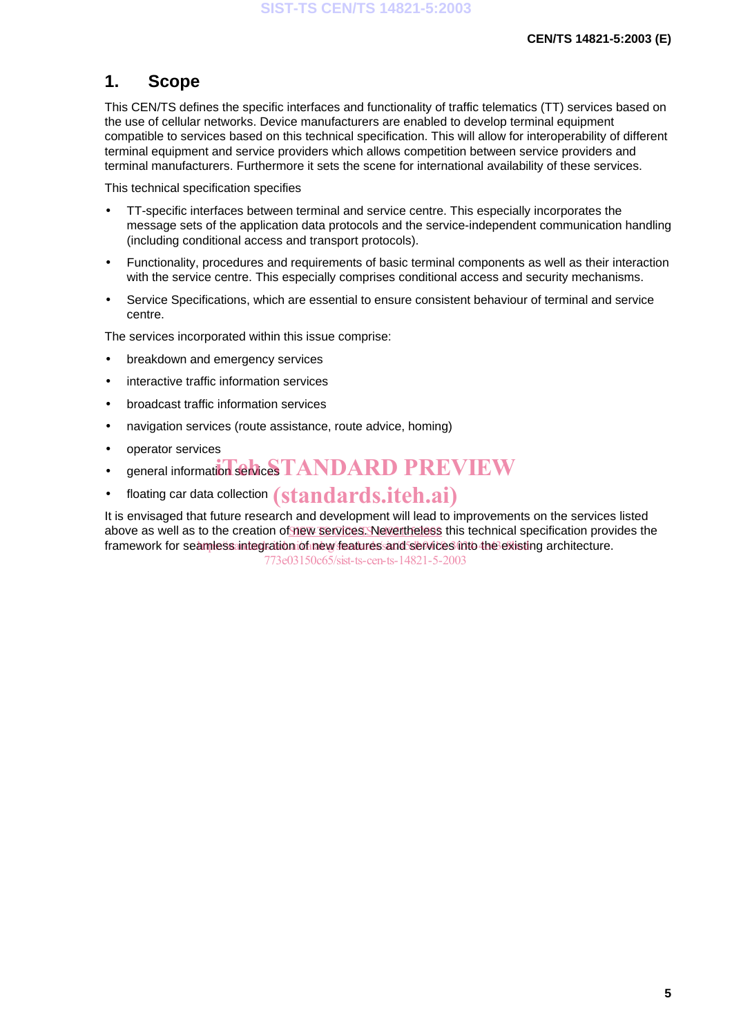# 1. Scope

This CEN/TS defines the specific interfaces and functionality of traffic telematics (TT) services based on the use of cellular networks. Device manufacturers are enabled to develop terminal equipment compatible to services based on this technical specification. This will allow for interoperability of different terminal equipment and service providers which allows competition between service providers and terminal manufacturers. Furthermore it sets the scene for international availability of these services.

This technical specification specifies

- TT-specific interfaces between terminal and service centre. This especially incorporates the message sets of the application data protocols and the service-independent communication handling (including conditional access and transport protocols).
- Functionality, procedures and requirements of basic terminal components as well as their interaction with the service centre. This especially comprises conditional access and security mechanisms.
- Service Specifications, which are essential to ensure consistent behaviour of terminal and service centre.

The services incorporated within this issue comprise:

- breakdown and emergency services
- interactive traffic information services
- broadcast traffic information services
- navigation services (route assistance, route advice, homing)
- operator services
- general information services
- floating car data collection

It is envisaged that future research and development will lead to improvements on the services listed above as well as to the creation of new services. Nevertheless this technical specification provides the framework for seamless integration of new features and services into the existing architecture.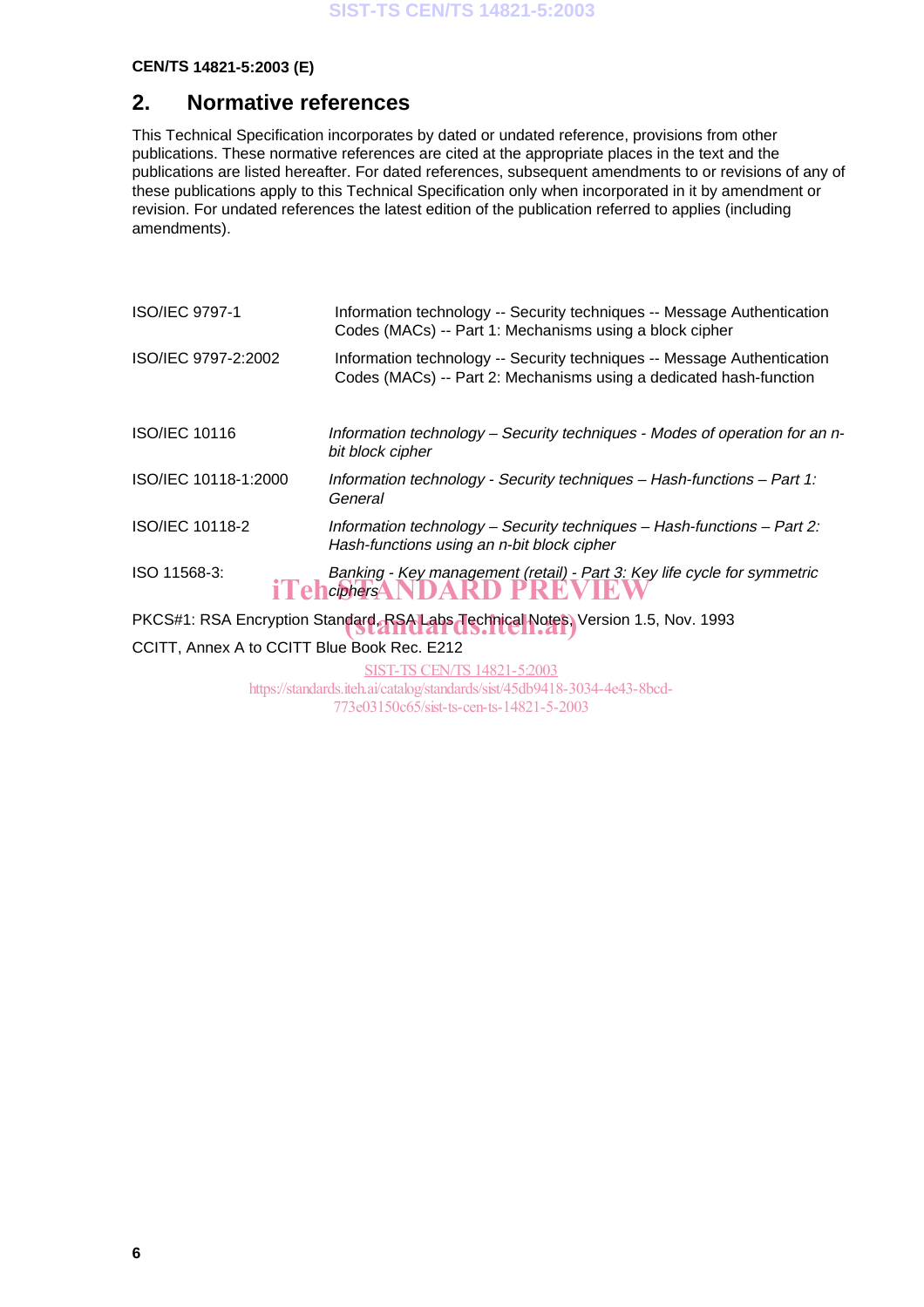## 2. Normative references

This Technical Specification incorporates by dated or undated reference, provisions from other publications. These normative references are cited at the appropriate places in the text and the publications are listed hereafter. For dated references, subsequent amendments to or revisions of any of these publications apply to this Technical Specification only when incorporated in it by amendment or revision. For undated references the latest edition of the publication referred to applies (including amendments).

| | |
|---|---|
| ISO/IEC 9797-1 | Information technology -- Security techniques -- Message Authentication Codes (MACs) -- Part 1: Mechanisms using a block cipher |
| ISO/IEC 9797-2:2002 | Information technology -- Security techniques -- Message Authentication Codes (MACs) -- Part 2: Mechanisms using a dedicated hash-function |
| ISO/IEC 10116 | *Information technology – Security techniques - Modes of operation for an n-bit block cipher* |
| ISO/IEC 10118-1:2000 | *Information technology - Security techniques – Hash-functions – Part 1: General* |
| ISO/IEC 10118-2 | *Information technology – Security techniques – Hash-functions – Part 2: Hash-functions using an n-bit block cipher* |
| ISO 11568-3: | *Banking - Key management (retail) - Part 3: Key life cycle for symmetric ciphers* |

PKCS#1: RSA Encryption Standard, RSA Labs Technical Notes, Version 1.5, Nov. 1993

CCITT, Annex A to CCITT Blue Book Rec. E212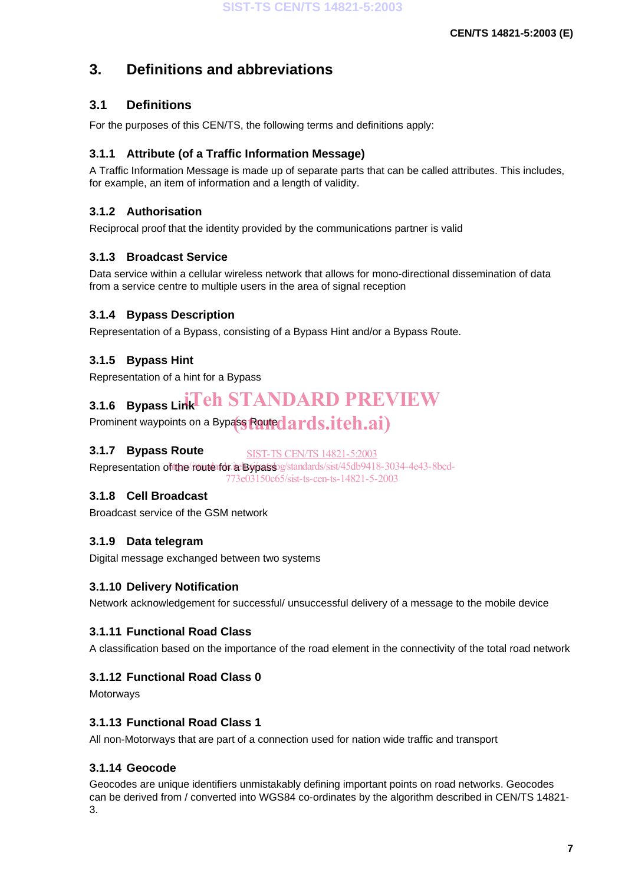# 3. Definitions and abbreviations

## 3.1 Definitions

For the purposes of this CEN/TS, the following terms and definitions apply:

### 3.1.1 Attribute (of a Traffic Information Message)

A Traffic Information Message is made up of separate parts that can be called attributes. This includes, for example, an item of information and a length of validity.

### 3.1.2 Authorisation

Reciprocal proof that the identity provided by the communications partner is valid

### 3.1.3 Broadcast Service

Data service within a cellular wireless network that allows for mono-directional dissemination of data from a service centre to multiple users in the area of signal reception

### 3.1.4 Bypass Description

Representation of a Bypass, consisting of a Bypass Hint and/or a Bypass Route.

### 3.1.5 Bypass Hint

Representation of a hint for a Bypass

### 3.1.6 Bypass Link

Prominent waypoints on a Bypass Route

### 3.1.7 Bypass Route

Representation of the route for a Bypass

### 3.1.8 Cell Broadcast

Broadcast service of the GSM network

### 3.1.9 Data telegram

Digital message exchanged between two systems

### 3.1.10 Delivery Notification

Network acknowledgement for successful/ unsuccessful delivery of a message to the mobile device

### 3.1.11 Functional Road Class

A classification based on the importance of the road element in the connectivity of the total road network

### 3.1.12 Functional Road Class 0

Motorways

### 3.1.13 Functional Road Class 1

All non-Motorways that are part of a connection used for nation wide traffic and transport

### 3.1.14 Geocode

Geocodes are unique identifiers unmistakably defining important points on road networks. Geocodes can be derived from / converted into WGS84 co-ordinates by the algorithm described in CEN/TS 14821-3.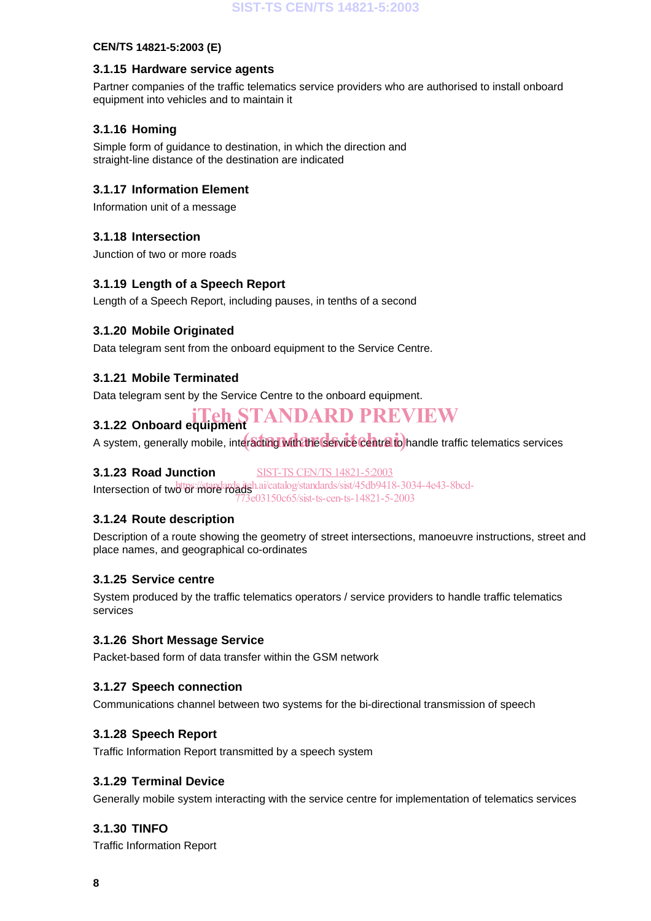#### 3.1.15 Hardware service agents

Partner companies of the traffic telematics service providers who are authorised to install onboard equipment into vehicles and to maintain it

#### 3.1.16 Homing

Simple form of guidance to destination, in which the direction and straight-line distance of the destination are indicated

#### 3.1.17 Information Element

Information unit of a message

#### 3.1.18 Intersection

Junction of two or more roads

#### 3.1.19 Length of a Speech Report

Length of a Speech Report, including pauses, in tenths of a second

#### 3.1.20 Mobile Originated

Data telegram sent from the onboard equipment to the Service Centre.

#### 3.1.21 Mobile Terminated

Data telegram sent by the Service Centre to the onboard equipment.

#### 3.1.22 Onboard equipment

A system, generally mobile, interacting with the service centre to handle traffic telematics services

#### 3.1.23 Road Junction

Intersection of two or more roads

#### 3.1.24 Route description

Description of a route showing the geometry of street intersections, manoeuvre instructions, street and place names, and geographical co-ordinates

#### 3.1.25 Service centre

System produced by the traffic telematics operators / service providers to handle traffic telematics services

#### 3.1.26 Short Message Service

Packet-based form of data transfer within the GSM network

#### 3.1.27 Speech connection

Communications channel between two systems for the bi-directional transmission of speech

#### 3.1.28 Speech Report

Traffic Information Report transmitted by a speech system

#### 3.1.29 Terminal Device

Generally mobile system interacting with the service centre for implementation of telematics services

#### 3.1.30 TINFO

Traffic Information Report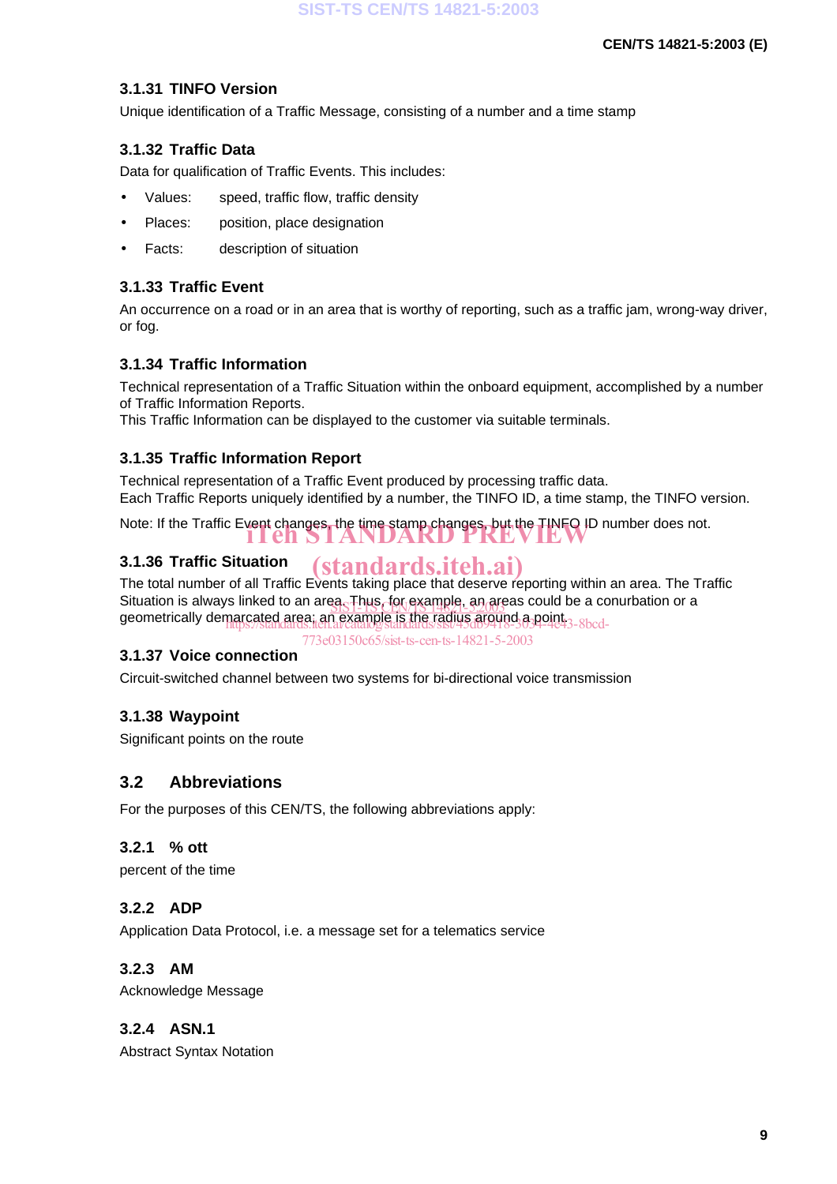### 3.1.31 TINFO Version

Unique identification of a Traffic Message, consisting of a number and a time stamp

### 3.1.32 Traffic Data

Data for qualification of Traffic Events. This includes:

- Values: speed, traffic flow, traffic density
- Places: position, place designation
- Facts: description of situation

### 3.1.33 Traffic Event

An occurrence on a road or in an area that is worthy of reporting, such as a traffic jam, wrong-way driver, or fog.

### 3.1.34 Traffic Information

Technical representation of a Traffic Situation within the onboard equipment, accomplished by a number of Traffic Information Reports.
This Traffic Information can be displayed to the customer via suitable terminals.

### 3.1.35 Traffic Information Report

Technical representation of a Traffic Event produced by processing traffic data.
Each Traffic Reports uniquely identified by a number, the TINFO ID, a time stamp, the TINFO version.

Note: If the Traffic Event changes, the time stamp changes, but the TINFO ID number does not.

### 3.1.36 Traffic Situation

The total number of all Traffic Events taking place that deserve reporting within an area. The Traffic Situation is always linked to an area. Thus, for example, an areas could be a conurbation or a geometrically demarcated area; an example is the radius around a point.

### 3.1.37 Voice connection

Circuit-switched channel between two systems for bi-directional voice transmission

### 3.1.38 Waypoint

Significant points on the route

## 3.2 Abbreviations

For the purposes of this CEN/TS, the following abbreviations apply:

### 3.2.1 % ott

percent of the time

### 3.2.2 ADP

Application Data Protocol, i.e. a message set for a telematics service

### 3.2.3 AM

Acknowledge Message

### 3.2.4 ASN.1

Abstract Syntax Notation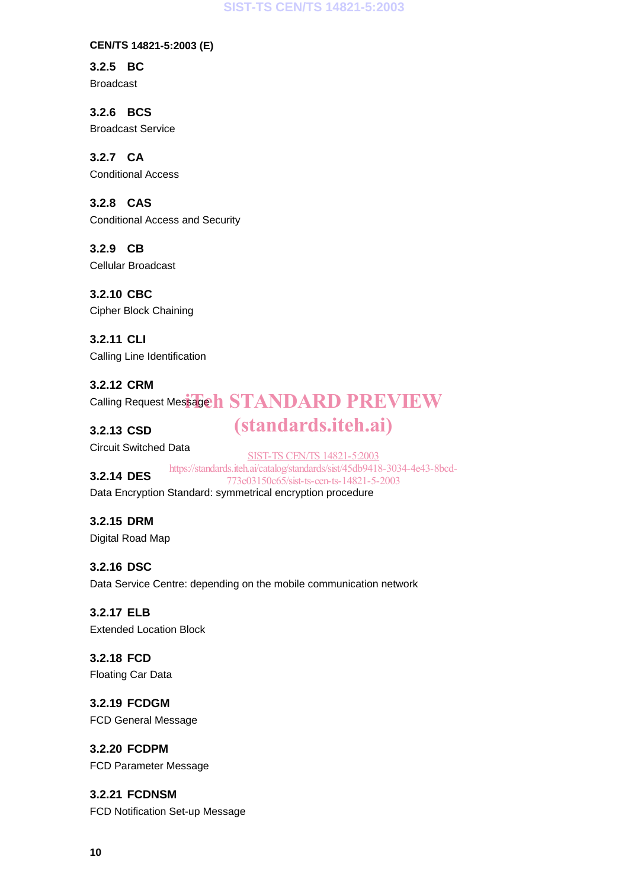### 3.2.5 BC

Broadcast

### 3.2.6 BCS

Broadcast Service

### 3.2.7 CA

Conditional Access

### 3.2.8 CAS

Conditional Access and Security

### 3.2.9 CB

Cellular Broadcast

### 3.2.10 CBC

Cipher Block Chaining

### 3.2.11 CLI

Calling Line Identification

### 3.2.12 CRM

Calling Request Message

### 3.2.13 CSD

Circuit Switched Data

### 3.2.14 DES

Data Encryption Standard: symmetrical encryption procedure

### 3.2.15 DRM

Digital Road Map

### 3.2.16 DSC

Data Service Centre: depending on the mobile communication network

### 3.2.17 ELB

Extended Location Block

### 3.2.18 FCD

Floating Car Data

### 3.2.19 FCDGM

FCD General Message

### 3.2.20 FCDPM

FCD Parameter Message

### 3.2.21 FCDNSM

FCD Notification Set-up Message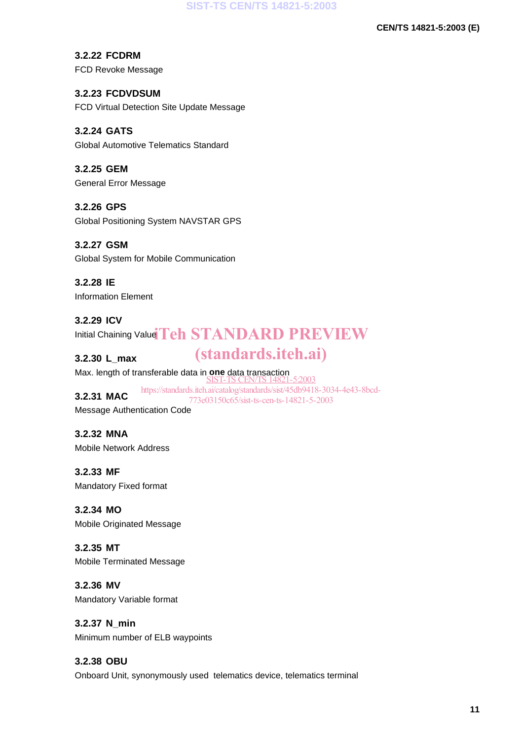### 3.2.22 FCDRM

FCD Revoke Message

### 3.2.23 FCDVDSUM

FCD Virtual Detection Site Update Message

### 3.2.24 GATS

Global Automotive Telematics Standard

### 3.2.25 GEM

General Error Message

### 3.2.26 GPS

Global Positioning System NAVSTAR GPS

### 3.2.27 GSM

Global System for Mobile Communication

### 3.2.28 IE

Information Element

### 3.2.29 ICV

Initial Chaining Value

### 3.2.30 L_max

Max. length of transferable data in **one** data transaction

### 3.2.31 MAC

Message Authentication Code

### 3.2.32 MNA

Mobile Network Address

### 3.2.33 MF

Mandatory Fixed format

### 3.2.34 MO

Mobile Originated Message

### 3.2.35 MT

Mobile Terminated Message

### 3.2.36 MV

Mandatory Variable format

### 3.2.37 N_min

Minimum number of ELB waypoints

### 3.2.38 OBU

Onboard Unit, synonymously used telematics device, telematics terminal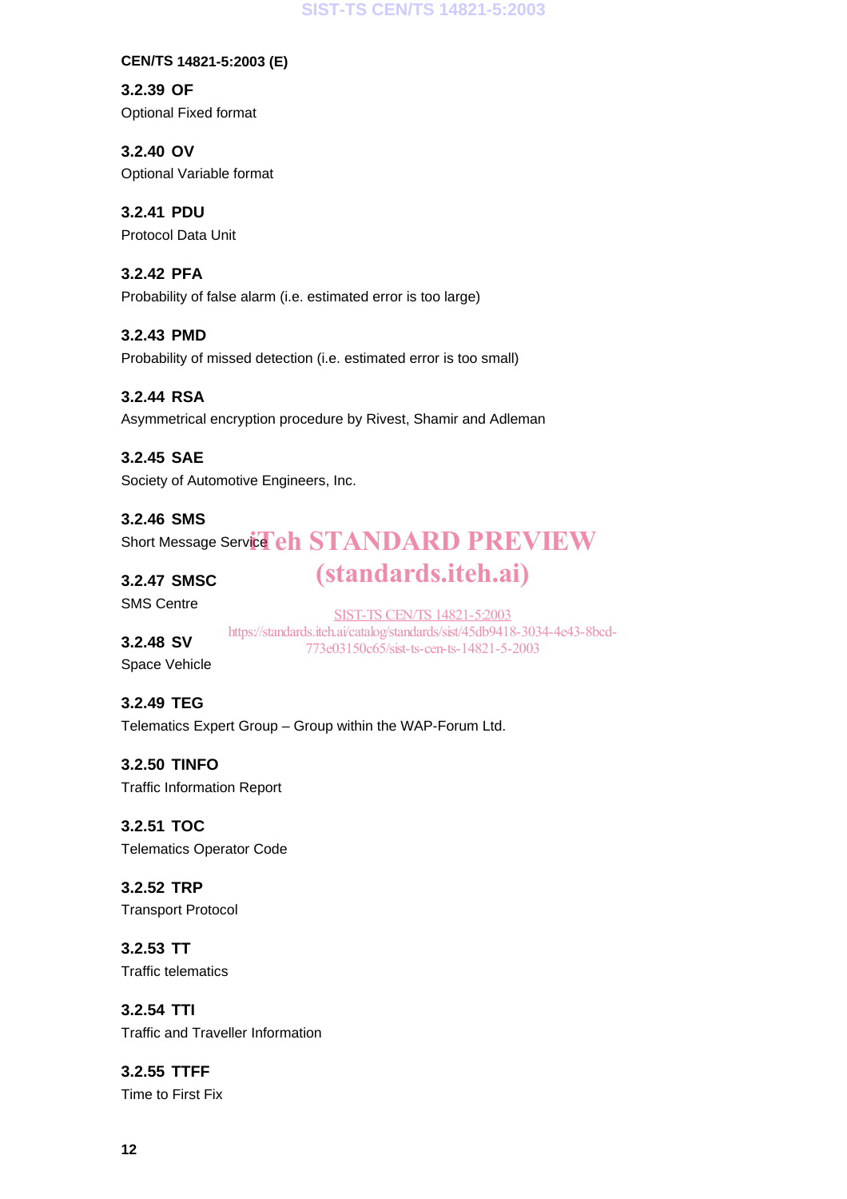#### 3.2.39 OF

Optional Fixed format

#### 3.2.40 OV

Optional Variable format

#### 3.2.41 PDU

Protocol Data Unit

#### 3.2.42 PFA

Probability of false alarm (i.e. estimated error is too large)

#### 3.2.43 PMD

Probability of missed detection (i.e. estimated error is too small)

#### 3.2.44 RSA

Asymmetrical encryption procedure by Rivest, Shamir and Adleman

#### 3.2.45 SAE

Society of Automotive Engineers, Inc.

#### 3.2.46 SMS

Short Message Service

#### 3.2.47 SMSC

SMS Centre

#### 3.2.48 SV

Space Vehicle

#### 3.2.49 TEG

Telematics Expert Group – Group within the WAP-Forum Ltd.

#### 3.2.50 TINFO

Traffic Information Report

#### 3.2.51 TOC

Telematics Operator Code

#### 3.2.52 TRP

Transport Protocol

#### 3.2.53 TT

Traffic telematics

#### 3.2.54 TTI

Traffic and Traveller Information

#### 3.2.55 TTFF

Time to First Fix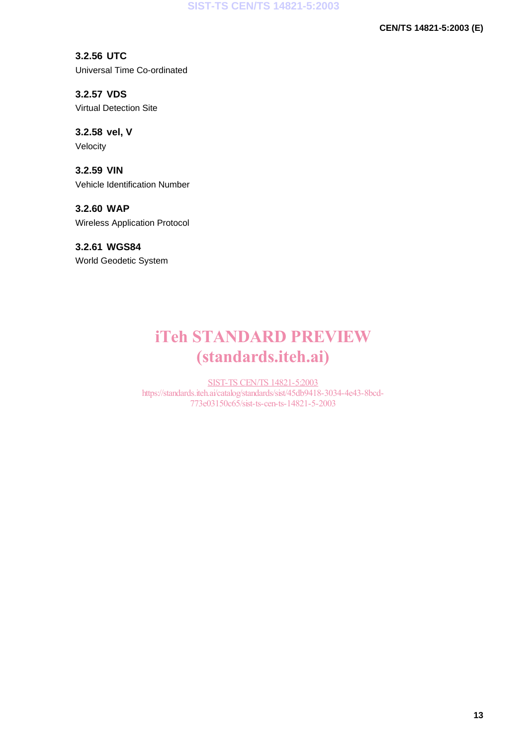**3.2.56 UTC**

Universal Time Co-ordinated

**3.2.57 VDS**

Virtual Detection Site

**3.2.58 vel, V**

Velocity

**3.2.59 VIN**

Vehicle Identification Number

**3.2.60 WAP**

Wireless Application Protocol

**3.2.61 WGS84**

World Geodetic System

iTeh STANDARD PREVIEW
(standards.iteh.ai)

SIST-TS CEN/TS 14821-5:2003
https://standards.iteh.ai/catalog/standards/sist/45db9418-3034-4e43-8bcd-773e03150c65/sist-ts-cen-ts-14821-5-2003